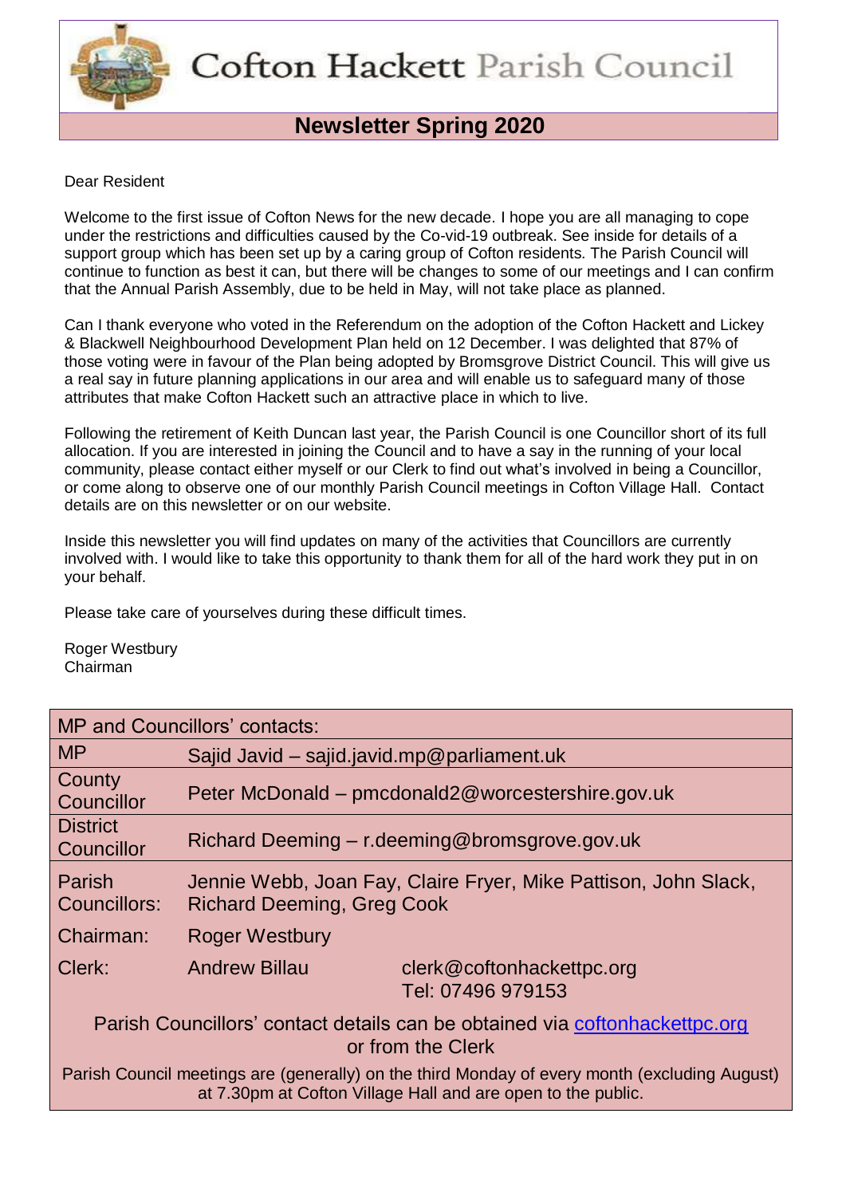# Cofton Hackett Parish Council

## Newsletter Spring 2020

Dear Resident

Welcome to the first issue of Cofton News for the new decade. I hope you are all managing to cope under the restrictions and difficulties caused by the Co-vid-19 outbreak. See inside for details of a support group which has been set up by a caring group of Cofton residents. The Parish Council will continue to function as best it can, but there will be changes to some of our meetings and I can confirm that the Annual Parish Assembly, due to be held in May, will not take place as planned.

Can I thank everyone who voted in the Referendum on the adoption of the Cofton Hackett and Lickey & Blackwell Neighbourhood Development Plan held on 12 December. I was delighted that 87% of those voting were in favour of the Plan being adopted by Bromsgrove District Council. This will give us a real say in future planning applications in our area and will enable us to safeguard many of those attributes that make Cofton Hackett such an attractive place in which to live.

Following the retirement of Keith Duncan last year, the Parish Council is one Councillor short of its full allocation. If you are interested in joining the Council and to have a say in the running of your local community, please contact either myself or our Clerk to find out what's involved in being a Councillor, or come along to observe one of our monthly Parish Council meetings in Cofton Village Hall. Contact details are on this newsletter or on our website.

Inside this newsletter you will find updates on many of the activities that Councillors are currently involved with. I would like to take this opportunity to thank them for all of the hard work they put in on your behalf.

Please take care of yourselves during these difficult times.

Roger Westbury
Chairman

| MP and Councillors' contacts: | | |
|---|---|---|
| MP | Sajid Javid – sajid.javid.mp@parliament.uk | |
| County Councillor | Peter McDonald – pmcdonald2@worcestershire.gov.uk | |
| District Councillor | Richard Deeming – r.deeming@bromsgrove.gov.uk | |
| Parish Councillors: | Jennie Webb, Joan Fay, Claire Fryer, Mike Pattison, John Slack, Richard Deeming, Greg Cook | |
| Chairman: | Roger Westbury | |
| Clerk: | Andrew Billau | clerk@coftonhackettpc.org Tel: 07496 979153 |

Parish Councillors' contact details can be obtained via [coftonhackettpc.org](coftonhackettpc.org) or from the Clerk

Parish Council meetings are (generally) on the third Monday of every month (excluding August) at 7.30pm at Cofton Village Hall and are open to the public.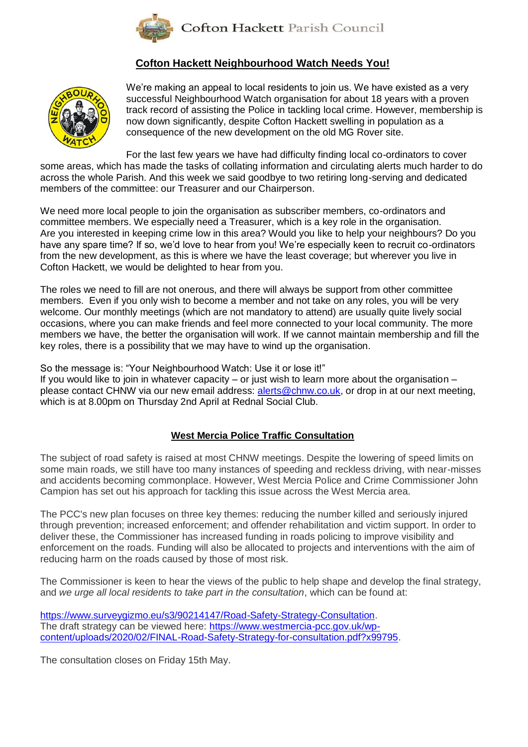Cofton Hackett Parish Council

## Cofton Hackett Neighbourhood Watch Needs You!

We're making an appeal to local residents to join us. We have existed as a very successful Neighbourhood Watch organisation for about 18 years with a proven track record of assisting the Police in tackling local crime. However, membership is now down significantly, despite Cofton Hackett swelling in population as a consequence of the new development on the old MG Rover site.

For the last few years we have had difficulty finding local co-ordinators to cover some areas, which has made the tasks of collating information and circulating alerts much harder to do across the whole Parish. And this week we said goodbye to two retiring long-serving and dedicated members of the committee: our Treasurer and our Chairperson.

We need more local people to join the organisation as subscriber members, co-ordinators and committee members. We especially need a Treasurer, which is a key role in the organisation. Are you interested in keeping crime low in this area? Would you like to help your neighbours? Do you have any spare time? If so, we'd love to hear from you! We're especially keen to recruit co-ordinators from the new development, as this is where we have the least coverage; but wherever you live in Cofton Hackett, we would be delighted to hear from you.

The roles we need to fill are not onerous, and there will always be support from other committee members. Even if you only wish to become a member and not take on any roles, you will be very welcome. Our monthly meetings (which are not mandatory to attend) are usually quite lively social occasions, where you can make friends and feel more connected to your local community. The more members we have, the better the organisation will work. If we cannot maintain membership and fill the key roles, there is a possibility that we may have to wind up the organisation.

So the message is: "Your Neighbourhood Watch: Use it or lose it!"
If you would like to join in whatever capacity – or just wish to learn more about the organisation – please contact CHNW via our new email address: alerts@chnw.co.uk, or drop in at our next meeting, which is at 8.00pm on Thursday 2nd April at Rednal Social Club.

## West Mercia Police Traffic Consultation

The subject of road safety is raised at most CHNW meetings. Despite the lowering of speed limits on some main roads, we still have too many instances of speeding and reckless driving, with near-misses and accidents becoming commonplace. However, West Mercia Police and Crime Commissioner John Campion has set out his approach for tackling this issue across the West Mercia area.

The PCC's new plan focuses on three key themes: reducing the number killed and seriously injured through prevention; increased enforcement; and offender rehabilitation and victim support. In order to deliver these, the Commissioner has increased funding in roads policing to improve visibility and enforcement on the roads. Funding will also be allocated to projects and interventions with the aim of reducing harm on the roads caused by those of most risk.

The Commissioner is keen to hear the views of the public to help shape and develop the final strategy, and *we urge all local residents to take part in the consultation*, which can be found at:

https://www.surveygizmo.eu/s3/90214147/Road-Safety-Strategy-Consultation.
The draft strategy can be viewed here: https://www.westmercia-pcc.gov.uk/wp-content/uploads/2020/02/FINAL-Road-Safety-Strategy-for-consultation.pdf?x99795.

The consultation closes on Friday 15th May.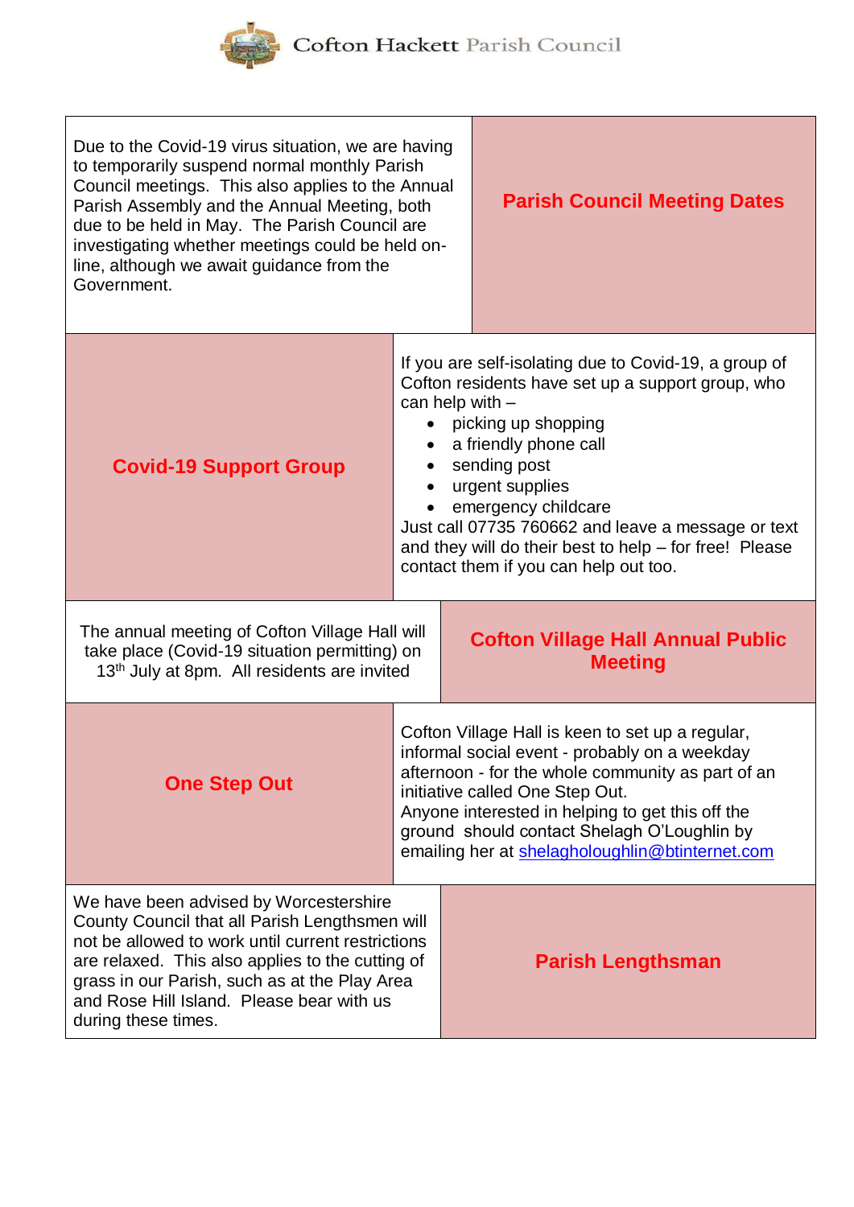Cofton Hackett Parish Council

## Parish Council Meeting Dates

Due to the Covid-19 virus situation, we are having to temporarily suspend normal monthly Parish Council meetings. This also applies to the Annual Parish Assembly and the Annual Meeting, both due to be held in May. The Parish Council are investigating whether meetings could be held on-line, although we await guidance from the Government.

## Covid-19 Support Group

If you are self-isolating due to Covid-19, a group of Cofton residents have set up a support group, who can help with –

- picking up shopping
- a friendly phone call
- sending post
- urgent supplies
- emergency childcare

Just call 07735 760662 and leave a message or text and they will do their best to help – for free! Please contact them if you can help out too.

## Cofton Village Hall Annual Public Meeting

The annual meeting of Cofton Village Hall will take place (Covid-19 situation permitting) on 13th July at 8pm. All residents are invited

## One Step Out

Cofton Village Hall is keen to set up a regular, informal social event - probably on a weekday afternoon - for the whole community as part of an initiative called One Step Out.
Anyone interested in helping to get this off the ground should contact Shelagh O'Loughlin by emailing her at shelagholoughlin@btinternet.com

## Parish Lengthsman

We have been advised by Worcestershire County Council that all Parish Lengthsmen will not be allowed to work until current restrictions are relaxed. This also applies to the cutting of grass in our Parish, such as at the Play Area and Rose Hill Island. Please bear with us during these times.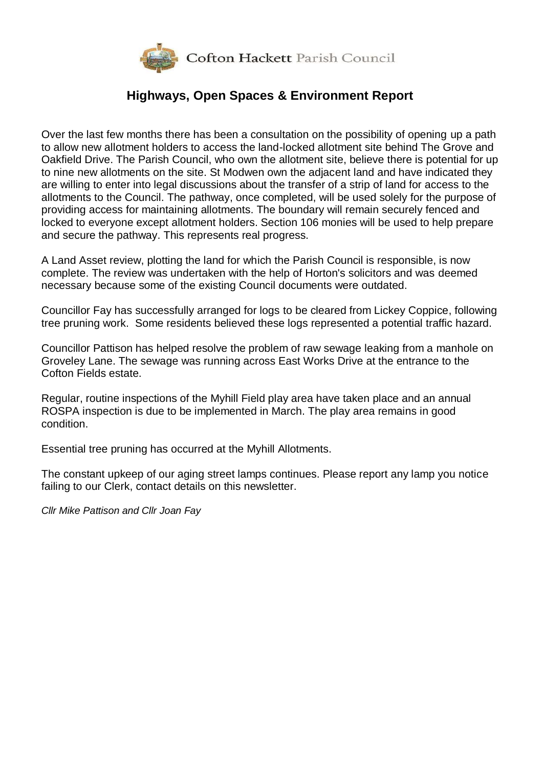Cofton Hackett Parish Council

## Highways, Open Spaces & Environment Report

Over the last few months there has been a consultation on the possibility of opening up a path to allow new allotment holders to access the land-locked allotment site behind The Grove and Oakfield Drive. The Parish Council, who own the allotment site, believe there is potential for up to nine new allotments on the site. St Modwen own the adjacent land and have indicated they are willing to enter into legal discussions about the transfer of a strip of land for access to the allotments to the Council. The pathway, once completed, will be used solely for the purpose of providing access for maintaining allotments. The boundary will remain securely fenced and locked to everyone except allotment holders. Section 106 monies will be used to help prepare and secure the pathway. This represents real progress.

A Land Asset review, plotting the land for which the Parish Council is responsible, is now complete. The review was undertaken with the help of Horton's solicitors and was deemed necessary because some of the existing Council documents were outdated.

Councillor Fay has successfully arranged for logs to be cleared from Lickey Coppice, following tree pruning work. Some residents believed these logs represented a potential traffic hazard.

Councillor Pattison has helped resolve the problem of raw sewage leaking from a manhole on Groveley Lane. The sewage was running across East Works Drive at the entrance to the Cofton Fields estate.

Regular, routine inspections of the Myhill Field play area have taken place and an annual ROSPA inspection is due to be implemented in March. The play area remains in good condition.

Essential tree pruning has occurred at the Myhill Allotments.

The constant upkeep of our aging street lamps continues. Please report any lamp you notice failing to our Clerk, contact details on this newsletter.

*Cllr Mike Pattison and Cllr Joan Fay*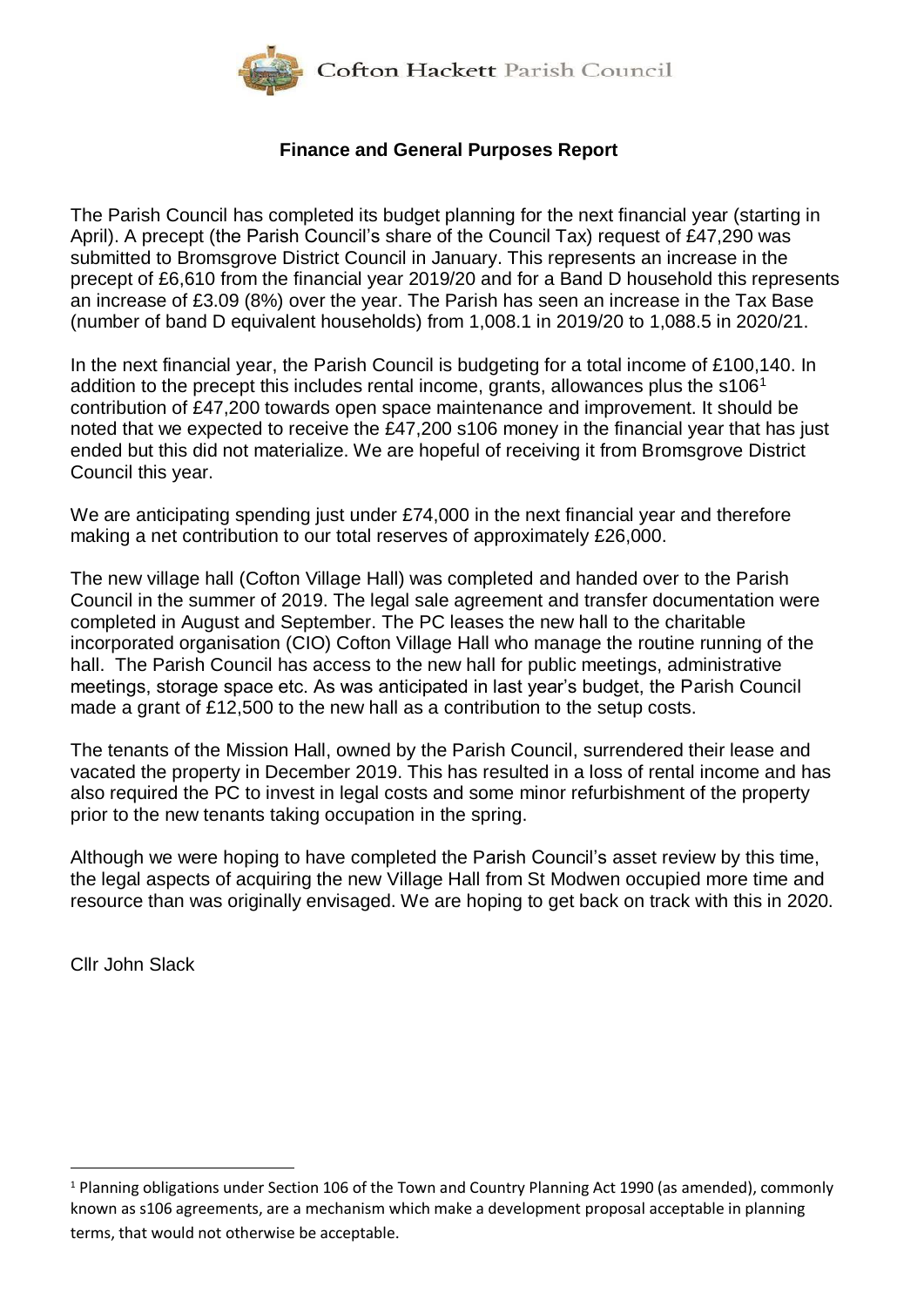# Finance and General Purposes Report

The Parish Council has completed its budget planning for the next financial year (starting in April). A precept (the Parish Council's share of the Council Tax) request of £47,290 was submitted to Bromsgrove District Council in January. This represents an increase in the precept of £6,610 from the financial year 2019/20 and for a Band D household this represents an increase of £3.09 (8%) over the year. The Parish has seen an increase in the Tax Base (number of band D equivalent households) from 1,008.1 in 2019/20 to 1,088.5 in 2020/21.

In the next financial year, the Parish Council is budgeting for a total income of £100,140. In addition to the precept this includes rental income, grants, allowances plus the s106[1] contribution of £47,200 towards open space maintenance and improvement. It should be noted that we expected to receive the £47,200 s106 money in the financial year that has just ended but this did not materialize. We are hopeful of receiving it from Bromsgrove District Council this year.

We are anticipating spending just under £74,000 in the next financial year and therefore making a net contribution to our total reserves of approximately £26,000.

The new village hall (Cofton Village Hall) was completed and handed over to the Parish Council in the summer of 2019. The legal sale agreement and transfer documentation were completed in August and September. The PC leases the new hall to the charitable incorporated organisation (CIO) Cofton Village Hall who manage the routine running of the hall. The Parish Council has access to the new hall for public meetings, administrative meetings, storage space etc. As was anticipated in last year's budget, the Parish Council made a grant of £12,500 to the new hall as a contribution to the setup costs.

The tenants of the Mission Hall, owned by the Parish Council, surrendered their lease and vacated the property in December 2019. This has resulted in a loss of rental income and has also required the PC to invest in legal costs and some minor refurbishment of the property prior to the new tenants taking occupation in the spring.

Although we were hoping to have completed the Parish Council's asset review by this time, the legal aspects of acquiring the new Village Hall from St Modwen occupied more time and resource than was originally envisaged. We are hoping to get back on track with this in 2020.

Cllr John Slack

---

[1] Planning obligations under Section 106 of the Town and Country Planning Act 1990 (as amended), commonly known as s106 agreements, are a mechanism which make a development proposal acceptable in planning terms, that would not otherwise be acceptable.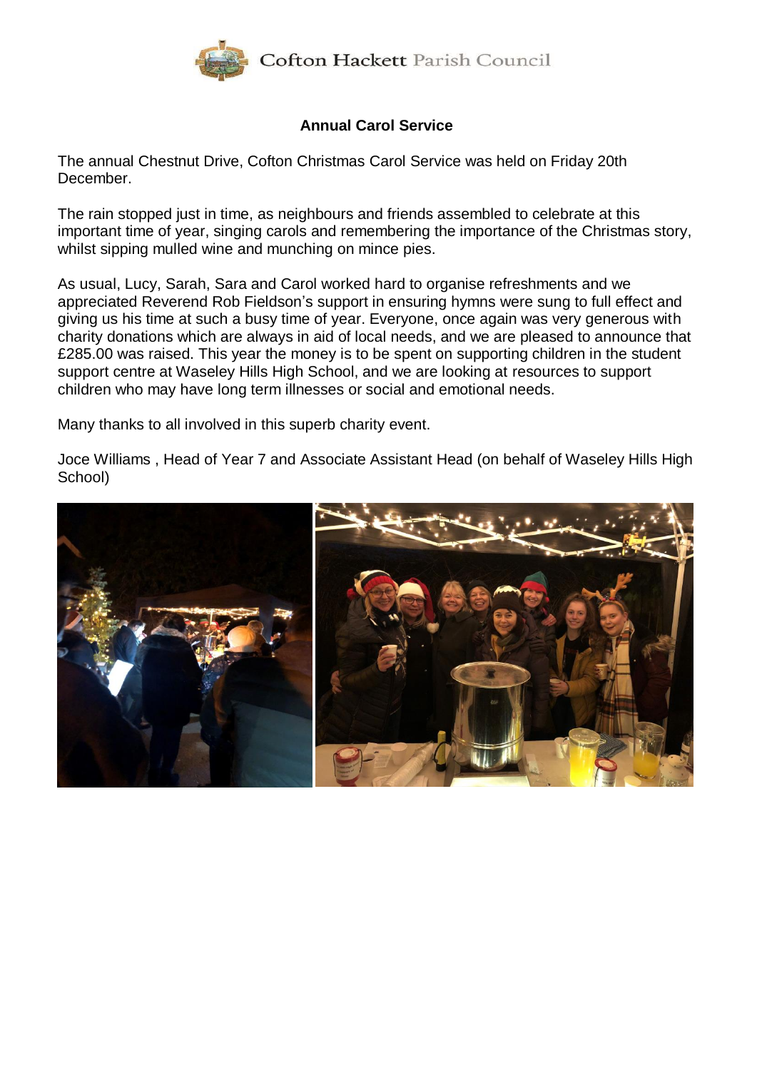## Annual Carol Service

The annual Chestnut Drive, Cofton Christmas Carol Service was held on Friday 20th December.

The rain stopped just in time, as neighbours and friends assembled to celebrate at this important time of year, singing carols and remembering the importance of the Christmas story, whilst sipping mulled wine and munching on mince pies.

As usual, Lucy, Sarah, Sara and Carol worked hard to organise refreshments and we appreciated Reverend Rob Fieldson's support in ensuring hymns were sung to full effect and giving us his time at such a busy time of year. Everyone, once again was very generous with charity donations which are always in aid of local needs, and we are pleased to announce that £285.00 was raised. This year the money is to be spent on supporting children in the student support centre at Waseley Hills High School, and we are looking at resources to support children who may have long term illnesses or social and emotional needs.

Many thanks to all involved in this superb charity event.

Joce Williams , Head of Year 7 and Associate Assistant Head (on behalf of Waseley Hills High School)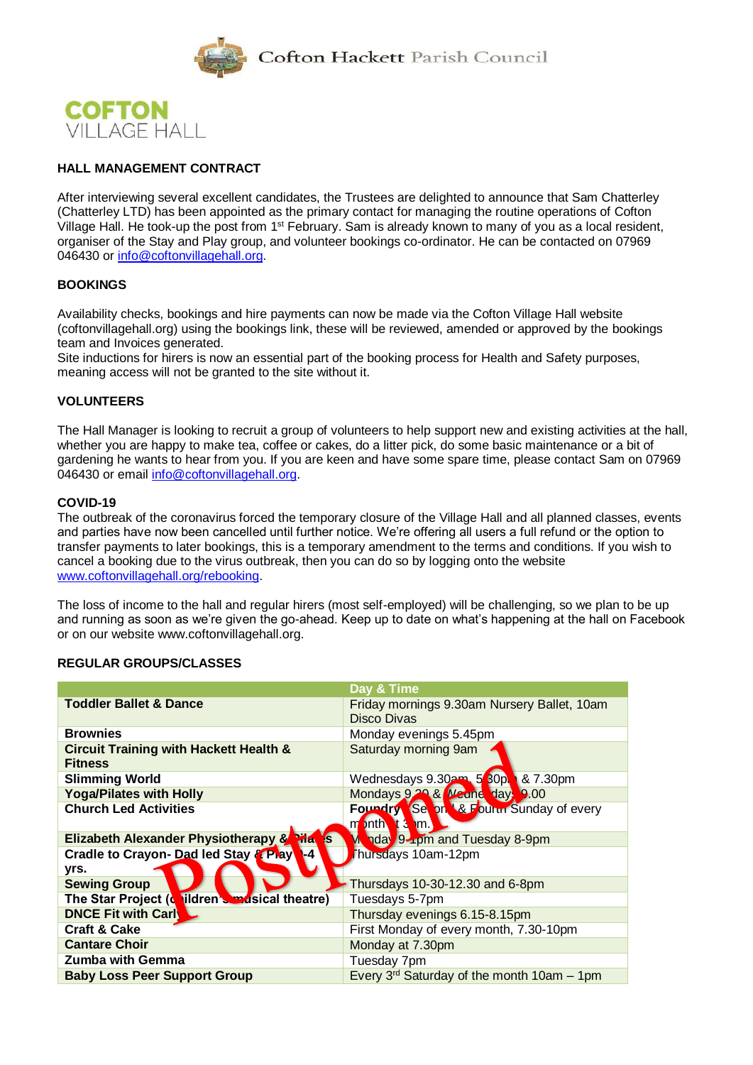Cofton Hackett Parish Council

# COFTON VILLAGE HALL

## HALL MANAGEMENT CONTRACT

After interviewing several excellent candidates, the Trustees are delighted to announce that Sam Chatterley (Chatterley LTD) has been appointed as the primary contact for managing the routine operations of Cofton Village Hall. He took-up the post from 1st February. Sam is already known to many of you as a local resident, organiser of the Stay and Play group, and volunteer bookings co-ordinator. He can be contacted on 07969 046430 or info@coftonvillagehall.org.

## BOOKINGS

Availability checks, bookings and hire payments can now be made via the Cofton Village Hall website (coftonvillagehall.org) using the bookings link, these will be reviewed, amended or approved by the bookings team and Invoices generated.
Site inductions for hirers is now an essential part of the booking process for Health and Safety purposes, meaning access will not be granted to the site without it.

## VOLUNTEERS

The Hall Manager is looking to recruit a group of volunteers to help support new and existing activities at the hall, whether you are happy to make tea, coffee or cakes, do a litter pick, do some basic maintenance or a bit of gardening he wants to hear from you. If you are keen and have some spare time, please contact Sam on 07969 046430 or email info@coftonvillagehall.org.

## COVID-19

The outbreak of the coronavirus forced the temporary closure of the Village Hall and all planned classes, events and parties have now been cancelled until further notice. We're offering all users a full refund or the option to transfer payments to later bookings, this is a temporary amendment to the terms and conditions. If you wish to cancel a booking due to the virus outbreak, then you can do so by logging onto the website www.coftonvillagehall.org/rebooking.

The loss of income to the hall and regular hirers (most self-employed) will be challenging, so we plan to be up and running as soon as we're given the go-ahead. Keep up to date on what's happening at the hall on Facebook or on our website www.coftonvillagehall.org.

## REGULAR GROUPS/CLASSES

*Postponed*

| | Day & Time |
|---|---|
| **Toddler Ballet & Dance** | Friday mornings 9.30am Nursery Ballet, 10am Disco Divas |
| **Brownies** | Monday evenings 5.45pm |
| **Circuit Training with Hackett Health & Fitness** | Saturday morning 9am |
| **Slimming World** | Wednesdays 9.30am, 5.30pm & 7.30pm |
| **Yoga/Pilates with Holly** | Mondays 9.30 & Wednesdays 9.00 |
| **Church Led Activities** | **Foundry** Second & Fourth Sunday of every month at 3pm. |
| **Elizabeth Alexander Physiotherapy & Pilates** | Monday 9-1pm and Tuesday 8-9pm |
| **Cradle to Crayon- Dad led Stay & Play 0-4 yrs.** | Thursdays 10am-12pm |
| **Sewing Group** | Thursdays 10-30-12.30 and 6-8pm |
| **The Star Project (children's musical theatre)** | Tuesdays 5-7pm |
| **DNCE Fit with Carly** | Thursday evenings 6.15-8.15pm |
| **Craft & Cake** | First Monday of every month, 7.30-10pm |
| **Cantare Choir** | Monday at 7.30pm |
| **Zumba with Gemma** | Tuesday 7pm |
| **Baby Loss Peer Support Group** | Every 3rd Saturday of the month 10am – 1pm |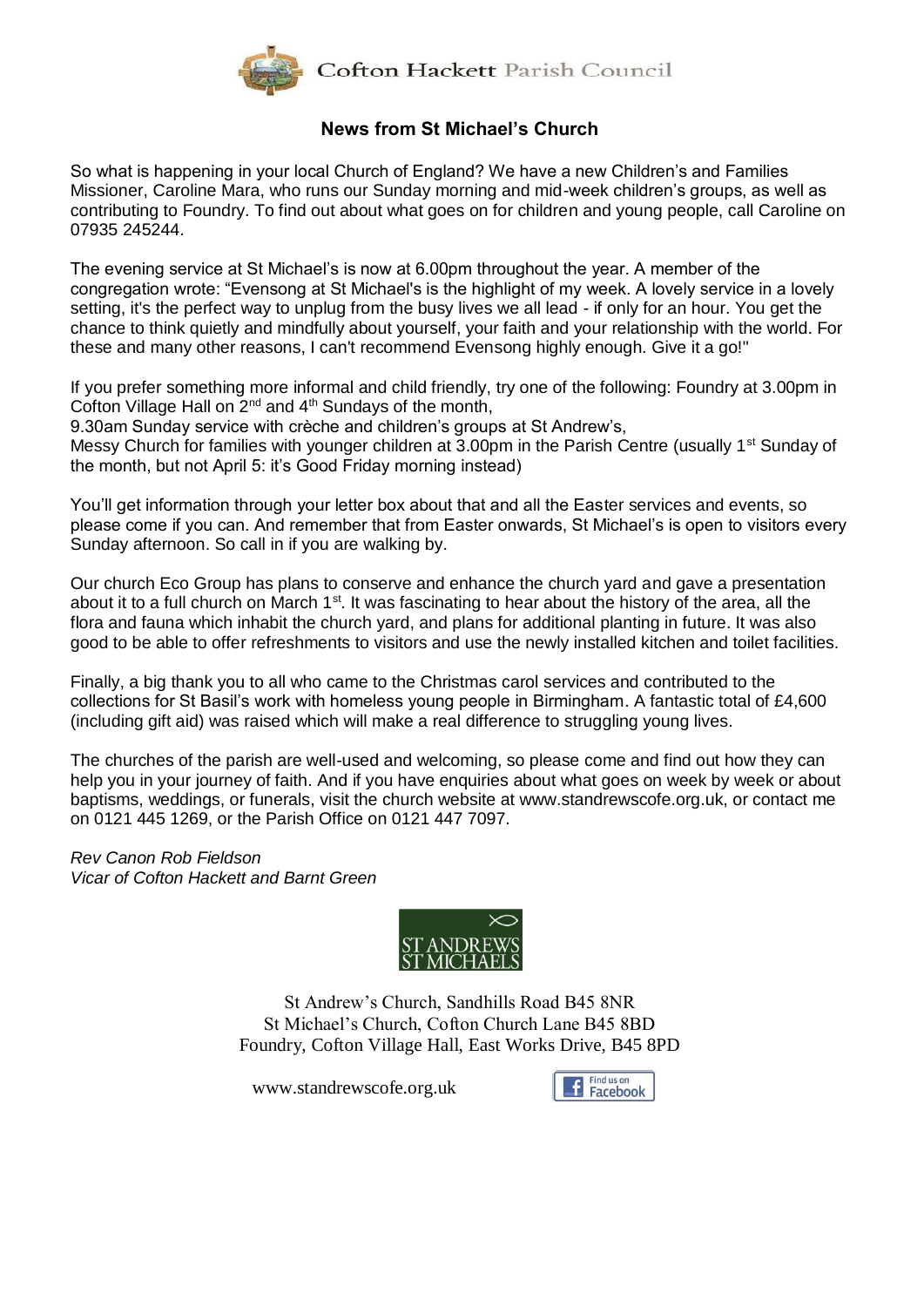Cofton Hackett Parish Council

## News from St Michael's Church

So what is happening in your local Church of England? We have a new Children's and Families Missioner, Caroline Mara, who runs our Sunday morning and mid-week children's groups, as well as contributing to Foundry. To find out about what goes on for children and young people, call Caroline on 07935 245244.

The evening service at St Michael's is now at 6.00pm throughout the year. A member of the congregation wrote: "Evensong at St Michael's is the highlight of my week. A lovely service in a lovely setting, it's the perfect way to unplug from the busy lives we all lead - if only for an hour. You get the chance to think quietly and mindfully about yourself, your faith and your relationship with the world. For these and many other reasons, I can't recommend Evensong highly enough. Give it a go!"

If you prefer something more informal and child friendly, try one of the following: Foundry at 3.00pm in Cofton Village Hall on 2nd and 4th Sundays of the month,
9.30am Sunday service with crèche and children's groups at St Andrew's,
Messy Church for families with younger children at 3.00pm in the Parish Centre (usually 1st Sunday of the month, but not April 5: it's Good Friday morning instead)

You'll get information through your letter box about that and all the Easter services and events, so please come if you can. And remember that from Easter onwards, St Michael's is open to visitors every Sunday afternoon. So call in if you are walking by.

Our church Eco Group has plans to conserve and enhance the church yard and gave a presentation about it to a full church on March 1st. It was fascinating to hear about the history of the area, all the flora and fauna which inhabit the church yard, and plans for additional planting in future. It was also good to be able to offer refreshments to visitors and use the newly installed kitchen and toilet facilities.

Finally, a big thank you to all who came to the Christmas carol services and contributed to the collections for St Basil's work with homeless young people in Birmingham. A fantastic total of £4,600 (including gift aid) was raised which will make a real difference to struggling young lives.

The churches of the parish are well-used and welcoming, so please come and find out how they can help you in your journey of faith. And if you have enquiries about what goes on week by week or about baptisms, weddings, or funerals, visit the church website at www.standrewscofe.org.uk, or contact me on 0121 445 1269, or the Parish Office on 0121 447 7097.

*Rev Canon Rob Fieldson*
*Vicar of Cofton Hackett and Barnt Green*

ST ANDREWS
ST MICHAELS

St Andrew's Church, Sandhills Road B45 8NR
St Michael's Church, Cofton Church Lane B45 8BD
Foundry, Cofton Village Hall, East Works Drive, B45 8PD

www.standrewscofe.org.uk

Find us on Facebook